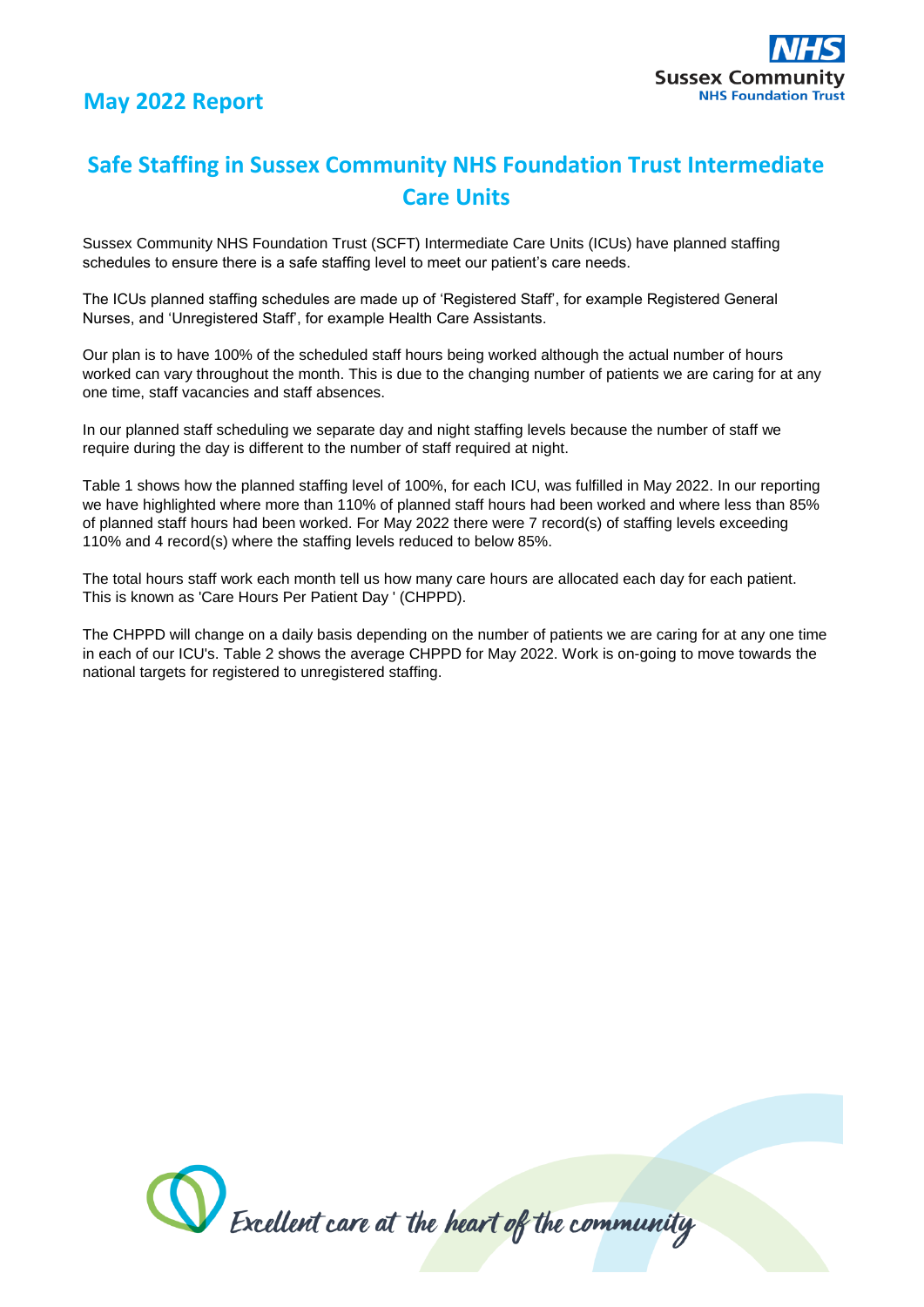## May 2022 Report

# Safe Staffing in Sussex Community NHS Foundation Trust Intermediate Care Units

Sussex Community NHS Foundation Trust (SCFT) Intermediate Care Units (ICUs) have planned staffing schedules to ensure there is a safe staffing level to meet our patient's care needs.

The ICUs planned staffing schedules are made up of 'Registered Staff', for example Registered General Nurses, and 'Unregistered Staff', for example Health Care Assistants.

Our plan is to have 100% of the scheduled staff hours being worked although the actual number of hours worked can vary throughout the month. This is due to the changing number of patients we are caring for at any one time, staff vacancies and staff absences.

In our planned staff scheduling we separate day and night staffing levels because the number of staff we require during the day is different to the number of staff required at night.

Table 1 shows how the planned staffing level of 100%, for each ICU, was fulfilled in May 2022. In our reporting we have highlighted where more than 110% of planned staff hours had been worked and where less than 85% of planned staff hours had been worked. For May 2022 there were 7 record(s) of staffing levels exceeding 110% and 4 record(s) where the staffing levels reduced to below 85%.

The total hours staff work each month tell us how many care hours are allocated each day for each patient. This is known as 'Care Hours Per Patient Day ' (CHPPD).

The CHPPD will change on a daily basis depending on the number of patients we are caring for at any one time in each of our ICU's. Table 2 shows the average CHPPD for May 2022. Work is on-going to move towards the national targets for registered to unregistered staffing.

*Excellent care at the heart of the community*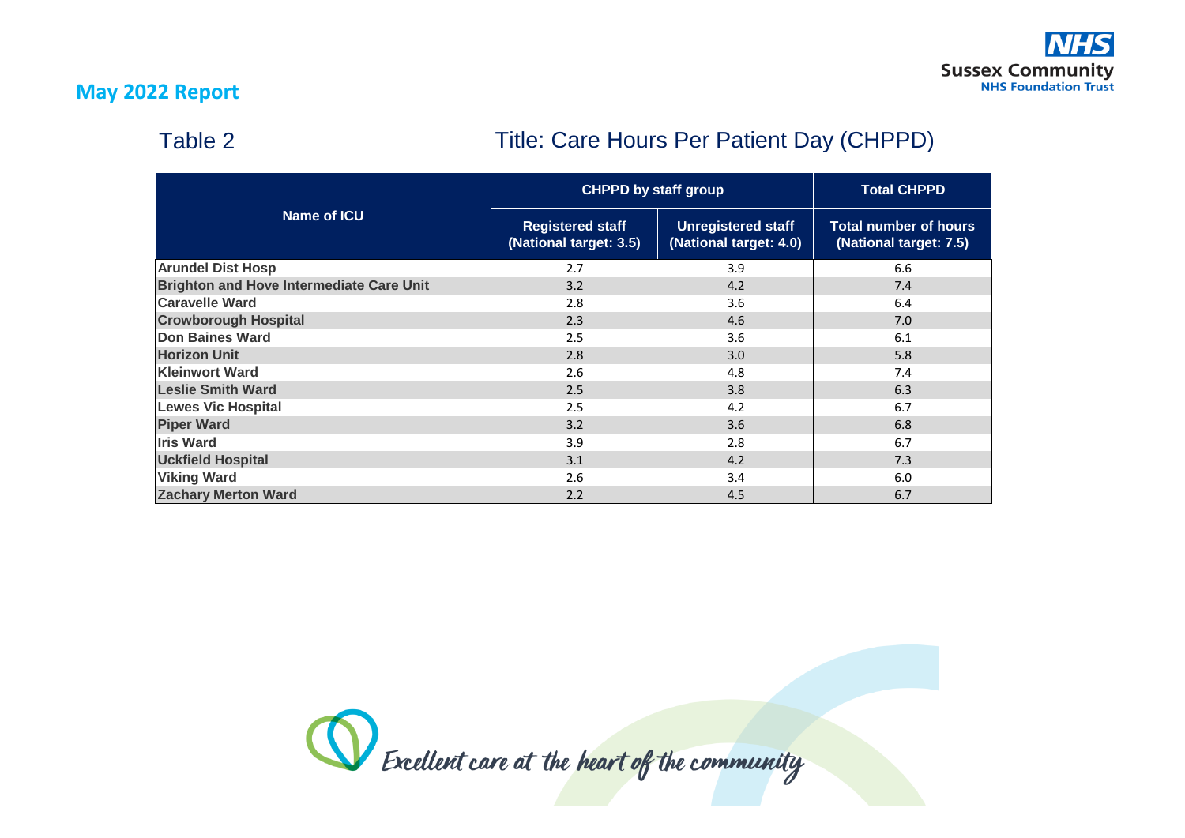## May 2022 Report

### Table 2

### Title: Care Hours Per Patient Day (CHPPD)

| Name of ICU | CHPPD by staff group | | Total CHPPD |
|---|---|---|---|
| | Registered staff (National target: 3.5) | Unregistered staff (National target: 4.0) | Total number of hours (National target: 7.5) |
| **Arundel Dist Hosp** | 2.7 | 3.9 | 6.6 |
| **Brighton and Hove Intermediate Care Unit** | 3.2 | 4.2 | 7.4 |
| **Caravelle Ward** | 2.8 | 3.6 | 6.4 |
| **Crowborough Hospital** | 2.3 | 4.6 | 7.0 |
| **Don Baines Ward** | 2.5 | 3.6 | 6.1 |
| **Horizon Unit** | 2.8 | 3.0 | 5.8 |
| **Kleinwort Ward** | 2.6 | 4.8 | 7.4 |
| **Leslie Smith Ward** | 2.5 | 3.8 | 6.3 |
| **Lewes Vic Hospital** | 2.5 | 4.2 | 6.7 |
| **Piper Ward** | 3.2 | 3.6 | 6.8 |
| **Iris Ward** | 3.9 | 2.8 | 6.7 |
| **Uckfield Hospital** | 3.1 | 4.2 | 7.3 |
| **Viking Ward** | 2.6 | 3.4 | 6.0 |
| **Zachary Merton Ward** | 2.2 | 4.5 | 6.7 |

*Excellent care at the heart of the community*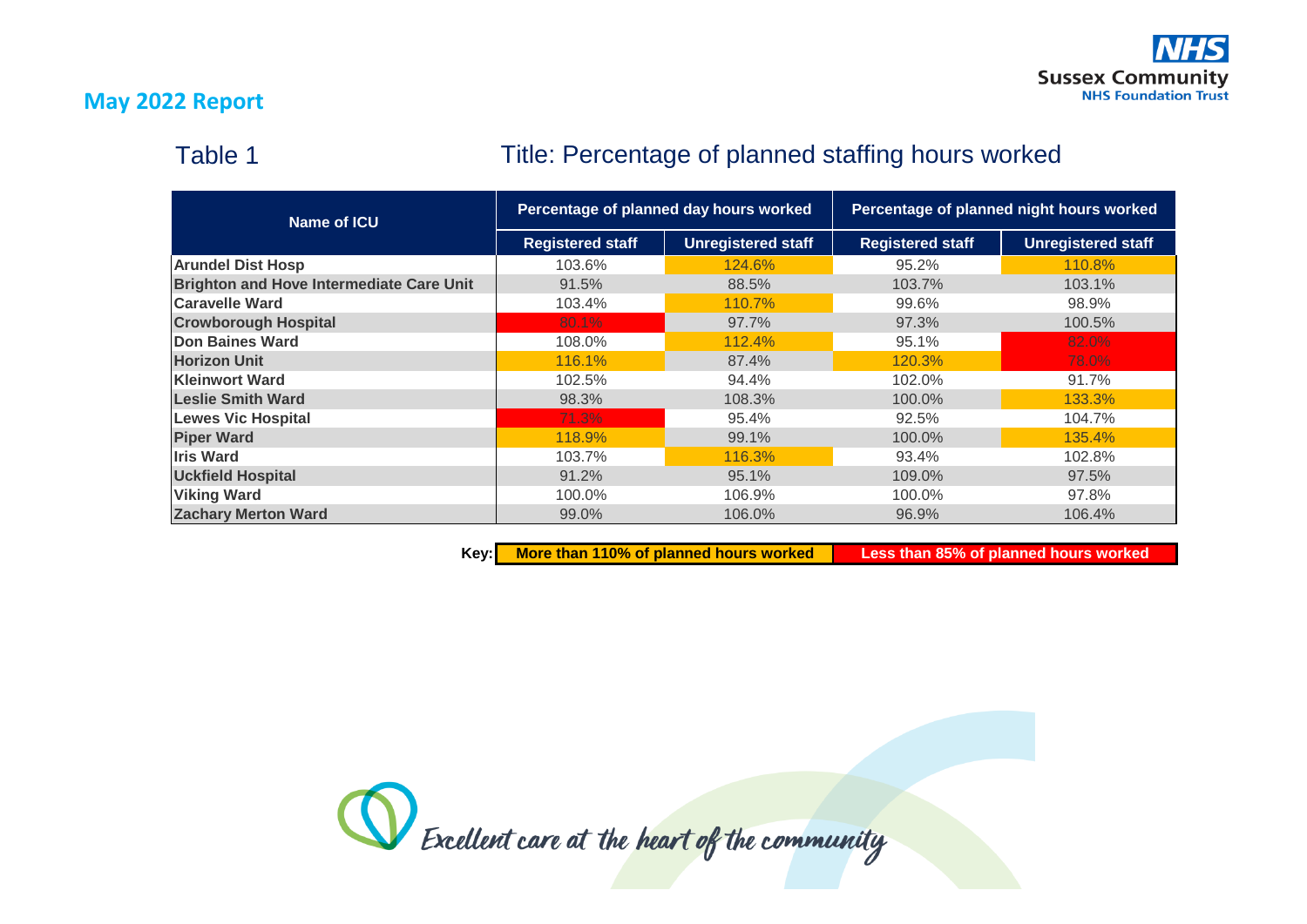**May 2022 Report**

Table 1

Title: Percentage of planned staffing hours worked

| Name of ICU | Percentage of planned day hours worked | | Percentage of planned night hours worked | |
|---|---|---|---|---|
| | Registered staff | Unregistered staff | Registered staff | Unregistered staff |
| **Arundel Dist Hosp** | 103.6% | 124.6% | 95.2% | 110.8% |
| **Brighton and Hove Intermediate Care Unit** | 91.5% | 88.5% | 103.7% | 103.1% |
| **Caravelle Ward** | 103.4% | 110.7% | 99.6% | 98.9% |
| **Crowborough Hospital** | 80.1% | 97.7% | 97.3% | 100.5% |
| **Don Baines Ward** | 108.0% | 112.4% | 95.1% | 82.0% |
| **Horizon Unit** | 116.1% | 87.4% | 120.3% | 78.0% |
| **Kleinwort Ward** | 102.5% | 94.4% | 102.0% | 91.7% |
| **Leslie Smith Ward** | 98.3% | 108.3% | 100.0% | 133.3% |
| **Lewes Vic Hospital** | 71.3% | 95.4% | 92.5% | 104.7% |
| **Piper Ward** | 118.9% | 99.1% | 100.0% | 135.4% |
| **Iris Ward** | 103.7% | 116.3% | 93.4% | 102.8% |
| **Uckfield Hospital** | 91.2% | 95.1% | 109.0% | 97.5% |
| **Viking Ward** | 100.0% | 106.9% | 100.0% | 97.8% |
| **Zachary Merton Ward** | 99.0% | 106.0% | 96.9% | 106.4% |

**Key:** **More than 110% of planned hours worked** | **Less than 85% of planned hours worked**

Excellent care at the heart of the community